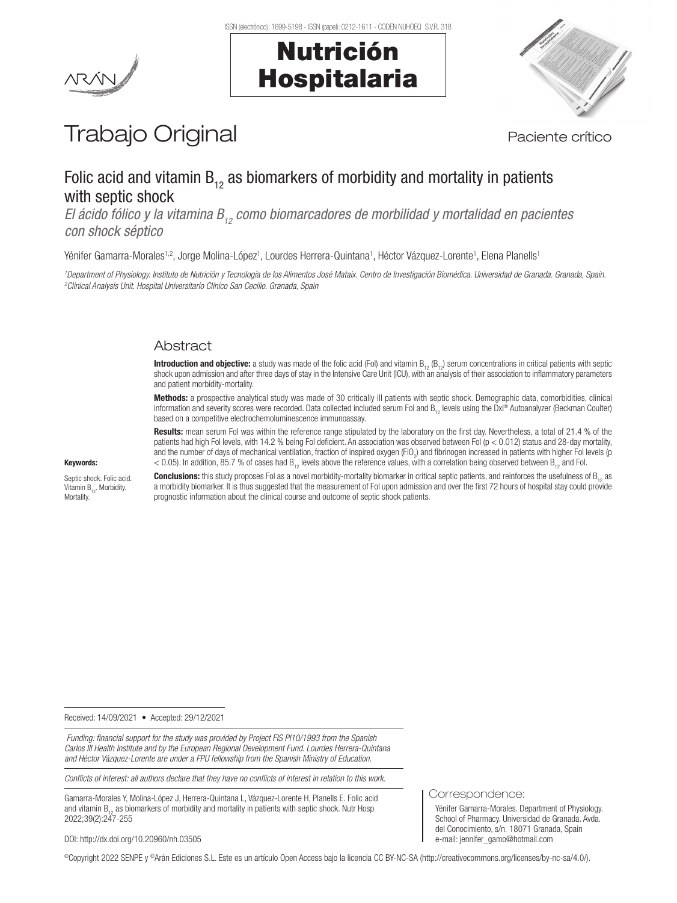Nutrición Hospitalaria

# Trabajo Original

Paciente crítico

## Folic acid and vitamin $B_{12}$ as biomarkers of morbidity and mortality in patients with septic shock

*El ácido fólico y la vitamina $B_{12}$ como biomarcadores de morbilidad y mortalidad en pacientes con shock séptico*

Yénifer Gamarra-Morales[1,2], Jorge Molina-López[1], Lourdes Herrera-Quintana[1], Héctor Vázquez-Lorente[1], Elena Planells[1]

[1]*Department of Physiology. Instituto de Nutrición y Tecnología de los Alimentos José Mataix. Centro de Investigación Biomédica. Universidad de Granada. Granada, Spain.* [2]*Clinical Analysis Unit. Hospital Universitario Clínico San Cecilio. Granada, Spain*

### Abstract

**Introduction and objective:** a study was made of the folic acid (Fol) and vitamin $B_{12}$ ($B_{12}$) serum concentrations in critical patients with septic shock upon admission and after three days of stay in the Intensive Care Unit (ICU), with an analysis of their association to inflammatory parameters and patient morbidity-mortality.

**Methods:** a prospective analytical study was made of 30 critically ill patients with septic shock. Demographic data, comorbidities, clinical information and severity scores were recorded. Data collected included serum Fol and $B_{12}$ levels using the DxI® Autoanalyzer (Beckman Coulter) based on a competitive electrochemoluminescence immunoassay.

**Results:** mean serum Fol was within the reference range stipulated by the laboratory on the first day. Nevertheless, a total of 21.4 % of the patients had high Fol levels, with 14.2 % being Fol deficient. An association was observed between Fol ($p < 0.012$) status and 28-day mortality, and the number of days of mechanical ventilation, fraction of inspired oxygen ($FiO_2$) and fibrinogen increased in patients with higher Fol levels ($p < 0.05$). In addition, 85.7 % of cases had $B_{12}$ levels above the reference values, with a correlation being observed between $B_{12}$ and Fol.

**Conclusions:** this study proposes Fol as a novel morbidity-mortality biomarker in critical septic patients, and reinforces the usefulness of $B_{12}$ as a morbidity biomarker. It is thus suggested that the measurement of Fol upon admission and over the first 72 hours of hospital stay could provide prognostic information about the clinical course and outcome of septic shock patients.

**Keywords:**

Septic shock. Folic acid. Vitamin $B_{12}$. Morbidity. Mortality.

Received: 14/09/2021 • Accepted: 29/12/2021

*Funding: financial support for the study was provided by Project FIS PI10/1993 from the Spanish Carlos III Health Institute and by the European Regional Development Fund. Lourdes Herrera-Quintana and Héctor Vázquez-Lorente are under a FPU fellowship from the Spanish Ministry of Education.*

*Conflicts of interest: all authors declare that they have no conflicts of interest in relation to this work.*

Gamarra-Morales Y, Molina-López J, Herrera-Quintana L, Vázquez-Lorente H, Planells E. Folic acid and vitamin $B_{12}$ as biomarkers of morbidity and mortality in patients with septic shock. Nutr Hosp 2022;39(2):247-255

DOI: http://dx.doi.org/10.20960/nh.03505

Correspondence:

Yénifer Gamarra-Morales. Department of Physiology. School of Pharmacy. Universidad de Granada. Avda. del Conocimiento, s/n. 18071 Granada, Spain
e-mail: jennifer_gamo@hotmail.com

©Copyright 2022 SENPE y ©Arán Ediciones S.L. Este es un artículo Open Access bajo la licencia CC BY-NC-SA (http://creativecommons.org/licenses/by-nc-sa/4.0/).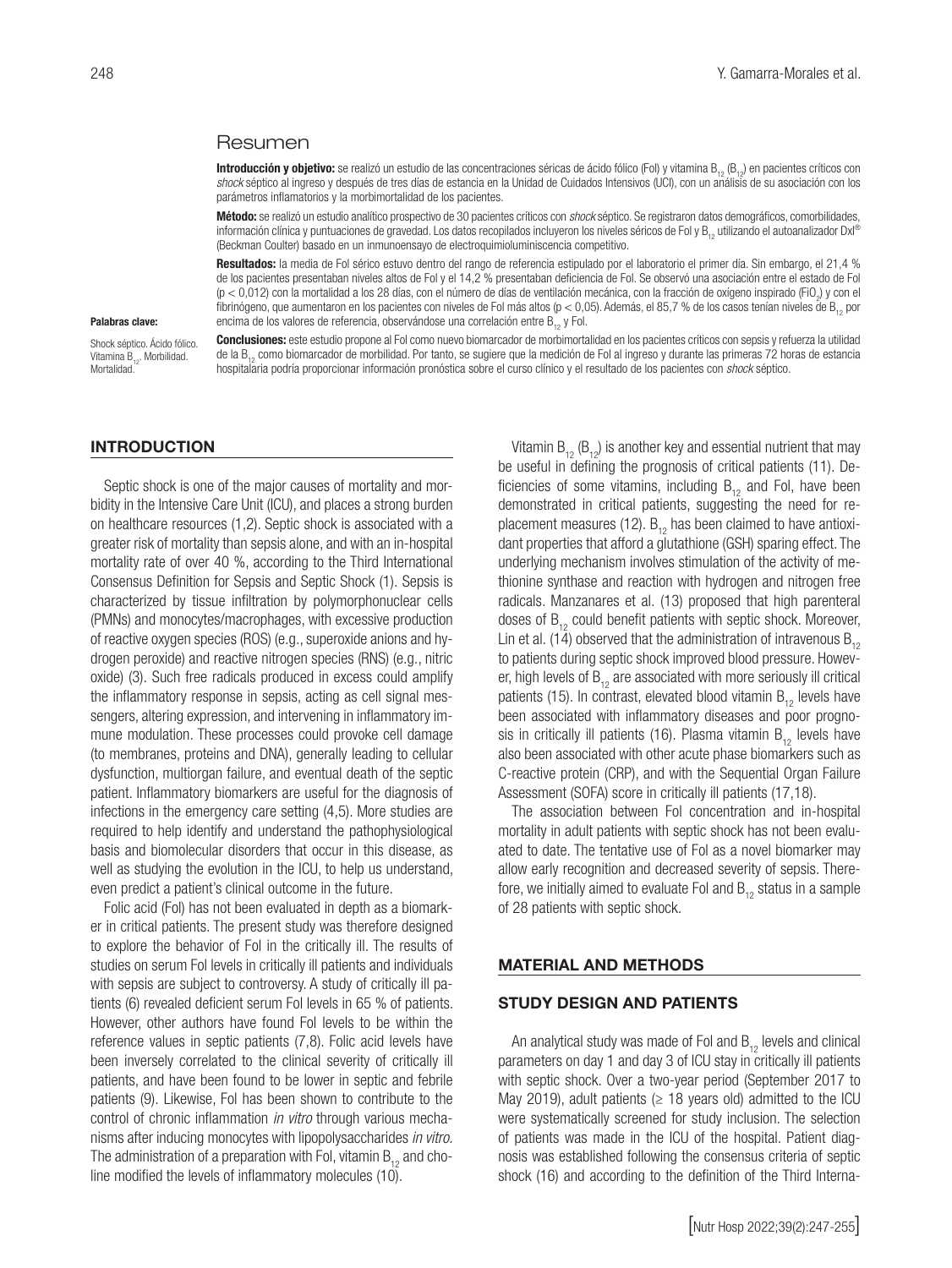## Resumen

**Introducción y objetivo:** se realizó un estudio de las concentraciones séricas de ácido fólico (Fol) y vitamina $B_{12}$ ($B_{12}$) en pacientes críticos con *shock* séptico al ingreso y después de tres días de estancia en la Unidad de Cuidados Intensivos (UCI), con un análisis de su asociación con los parámetros inflamatorios y la morbimortalidad de los pacientes.

**Método:** se realizó un estudio analítico prospectivo de 30 pacientes críticos con *shock* séptico. Se registraron datos demográficos, comorbilidades, información clínica y puntuaciones de gravedad. Los datos recopilados incluyeron los niveles séricos de Fol y $B_{12}$ utilizando el autoanalizador DxI® (Beckman Coulter) basado en un inmunoensayo de electroquimioluminiscencia competitivo.

**Resultados:** la media de Fol sérico estuvo dentro del rango de referencia estipulado por el laboratorio el primer día. Sin embargo, el 21,4 % de los pacientes presentaban niveles altos de Fol y el 14,2 % presentaban deficiencia de Fol. Se observó una asociación entre el estado de Fol ($p < 0{,}012$) con la mortalidad a los 28 días, con el número de días de ventilación mecánica, con la fracción de oxígeno inspirado ($FiO_2$) y con el fibrinógeno, que aumentaron en los pacientes con niveles de Fol más altos ($p < 0{,}05$). Además, el 85,7 % de los casos tenían niveles de $B_{12}$ por encima de los valores de referencia, observándose una correlación entre $B_{12}$ y Fol.

**Conclusiones:** este estudio propone al Fol como nuevo biomarcador de morbimortalidad en los pacientes críticos con sepsis y refuerza la utilidad de la $B_{12}$ como biomarcador de morbilidad. Por tanto, se sugiere que la medición de Fol al ingreso y durante las primeras 72 horas de estancia hospitalaria podría proporcionar información pronóstica sobre el curso clínico y el resultado de los pacientes con *shock* séptico.

**Palabras clave:**

Shock séptico. Ácido fólico. Vitamina $B_{12}$. Morbilidad. Mortalidad.

## INTRODUCTION

Septic shock is one of the major causes of mortality and morbidity in the Intensive Care Unit (ICU), and places a strong burden on healthcare resources (1,2). Septic shock is associated with a greater risk of mortality than sepsis alone, and with an in-hospital mortality rate of over 40 %, according to the Third International Consensus Definition for Sepsis and Septic Shock (1). Sepsis is characterized by tissue infiltration by polymorphonuclear cells (PMNs) and monocytes/macrophages, with excessive production of reactive oxygen species (ROS) (e.g., superoxide anions and hydrogen peroxide) and reactive nitrogen species (RNS) (e.g., nitric oxide) (3). Such free radicals produced in excess could amplify the inflammatory response in sepsis, acting as cell signal messengers, altering expression, and intervening in inflammatory immune modulation. These processes could provoke cell damage (to membranes, proteins and DNA), generally leading to cellular dysfunction, multiorgan failure, and eventual death of the septic patient. Inflammatory biomarkers are useful for the diagnosis of infections in the emergency care setting (4,5). More studies are required to help identify and understand the pathophysiological basis and biomolecular disorders that occur in this disease, as well as studying the evolution in the ICU, to help us understand, even predict a patient's clinical outcome in the future.

Folic acid (Fol) has not been evaluated in depth as a biomarker in critical patients. The present study was therefore designed to explore the behavior of Fol in the critically ill. The results of studies on serum Fol levels in critically ill patients and individuals with sepsis are subject to controversy. A study of critically ill patients (6) revealed deficient serum Fol levels in 65 % of patients. However, other authors have found Fol levels to be within the reference values in septic patients (7,8). Folic acid levels have been inversely correlated to the clinical severity of critically ill patients, and have been found to be lower in septic and febrile patients (9). Likewise, Fol has been shown to contribute to the control of chronic inflammation *in vitro* through various mechanisms after inducing monocytes with lipopolysaccharides *in vitro.* The administration of a preparation with Fol, vitamin $B_{12}$ and choline modified the levels of inflammatory molecules (10).

Vitamin $B_{12}$ ($B_{12}$) is another key and essential nutrient that may be useful in defining the prognosis of critical patients (11). Deficiencies of some vitamins, including $B_{12}$ and Fol, have been demonstrated in critical patients, suggesting the need for replacement measures (12). $B_{12}$ has been claimed to have antioxidant properties that afford a glutathione (GSH) sparing effect. The underlying mechanism involves stimulation of the activity of methionine synthase and reaction with hydrogen and nitrogen free radicals. Manzanares et al. (13) proposed that high parenteral doses of $B_{12}$ could benefit patients with septic shock. Moreover, Lin et al. (14) observed that the administration of intravenous $B_{12}$ to patients during septic shock improved blood pressure. However, high levels of $B_{12}$ are associated with more seriously ill critical patients (15). In contrast, elevated blood vitamin $B_{12}$ levels have been associated with inflammatory diseases and poor prognosis in critically ill patients (16). Plasma vitamin $B_{12}$ levels have also been associated with other acute phase biomarkers such as C-reactive protein (CRP), and with the Sequential Organ Failure Assessment (SOFA) score in critically ill patients (17,18).

The association between Fol concentration and in-hospital mortality in adult patients with septic shock has not been evaluated to date. The tentative use of Fol as a novel biomarker may allow early recognition and decreased severity of sepsis. Therefore, we initially aimed to evaluate Fol and $B_{12}$ status in a sample of 28 patients with septic shock.

## MATERIAL AND METHODS

### STUDY DESIGN AND PATIENTS

An analytical study was made of Fol and $B_{12}$ levels and clinical parameters on day 1 and day 3 of ICU stay in critically ill patients with septic shock. Over a two-year period (September 2017 to May 2019), adult patients ($\geq$ 18 years old) admitted to the ICU were systematically screened for study inclusion. The selection of patients was made in the ICU of the hospital. Patient diagnosis was established following the consensus criteria of septic shock (16) and according to the definition of the Third Interna-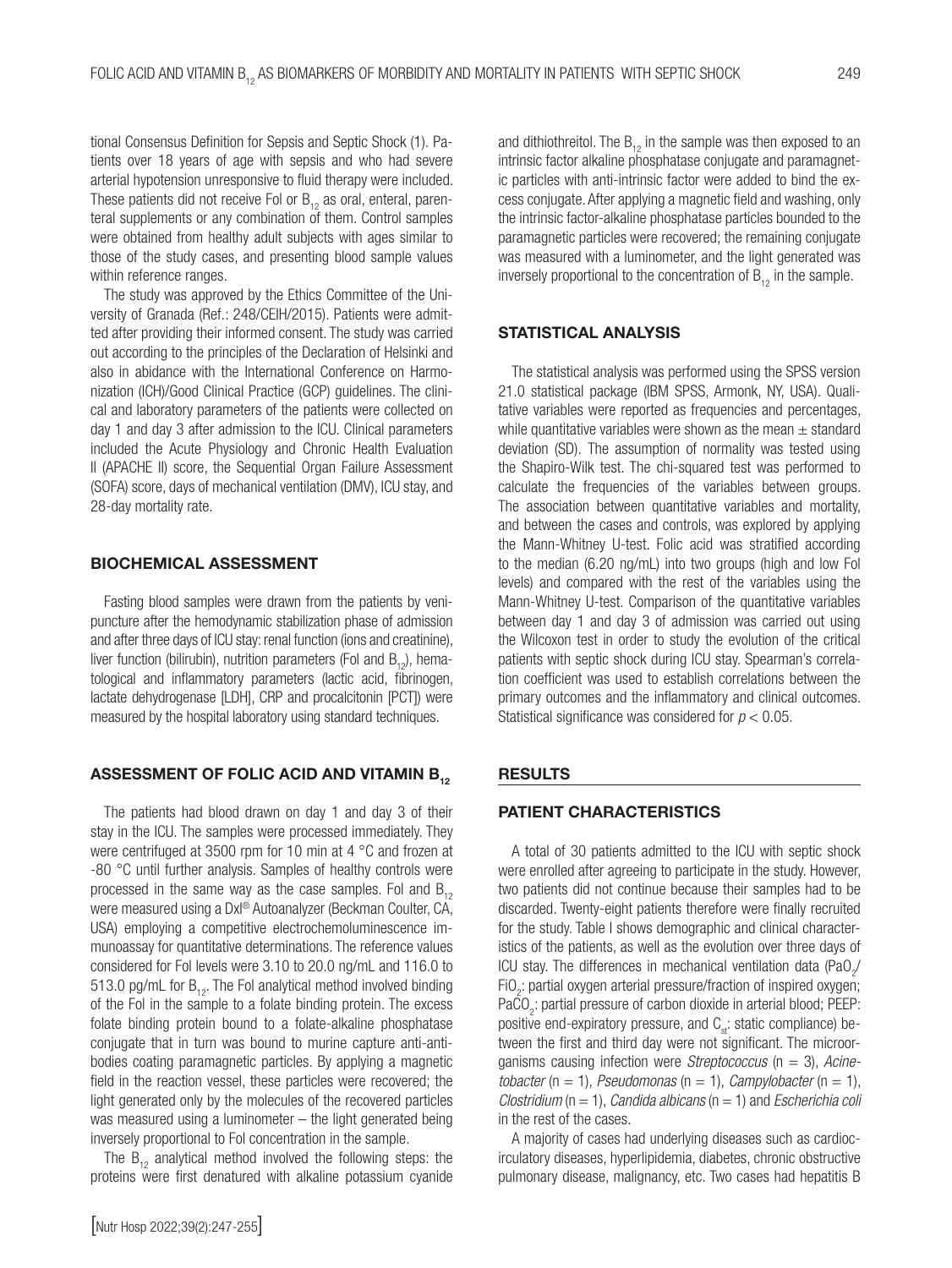tional Consensus Definition for Sepsis and Septic Shock (1). Patients over 18 years of age with sepsis and who had severe arterial hypotension unresponsive to fluid therapy were included. These patients did not receive Fol or $B_{12}$ as oral, enteral, parenteral supplements or any combination of them. Control samples were obtained from healthy adult subjects with ages similar to those of the study cases, and presenting blood sample values within reference ranges.

The study was approved by the Ethics Committee of the University of Granada (Ref.: 248/CEIH/2015). Patients were admitted after providing their informed consent. The study was carried out according to the principles of the Declaration of Helsinki and also in abidance with the International Conference on Harmonization (ICH)/Good Clinical Practice (GCP) guidelines. The clinical and laboratory parameters of the patients were collected on day 1 and day 3 after admission to the ICU. Clinical parameters included the Acute Physiology and Chronic Health Evaluation II (APACHE II) score, the Sequential Organ Failure Assessment (SOFA) score, days of mechanical ventilation (DMV), ICU stay, and 28-day mortality rate.

## BIOCHEMICAL ASSESSMENT

Fasting blood samples were drawn from the patients by venipuncture after the hemodynamic stabilization phase of admission and after three days of ICU stay: renal function (ions and creatinine), liver function (bilirubin), nutrition parameters (Fol and $B_{12}$), hematological and inflammatory parameters (lactic acid, fibrinogen, lactate dehydrogenase [LDH], CRP and procalcitonin [PCT]) were measured by the hospital laboratory using standard techniques.

## ASSESSMENT OF FOLIC ACID AND VITAMIN $B_{12}$

The patients had blood drawn on day 1 and day 3 of their stay in the ICU. The samples were processed immediately. They were centrifuged at 3500 rpm for 10 min at 4 °C and frozen at -80 °C until further analysis. Samples of healthy controls were processed in the same way as the case samples. Fol and $B_{12}$ were measured using a DxI® Autoanalyzer (Beckman Coulter, CA, USA) employing a competitive electrochemoluminescence immunoassay for quantitative determinations. The reference values considered for Fol levels were 3.10 to 20.0 ng/mL and 116.0 to 513.0 pg/mL for $B_{12}$. The Fol analytical method involved binding of the Fol in the sample to a folate binding protein. The excess folate binding protein bound to a folate-alkaline phosphatase conjugate that in turn was bound to murine capture anti-antibodies coating paramagnetic particles. By applying a magnetic field in the reaction vessel, these particles were recovered; the light generated only by the molecules of the recovered particles was measured using a luminometer – the light generated being inversely proportional to Fol concentration in the sample.

The $B_{12}$ analytical method involved the following steps: the proteins were first denatured with alkaline potassium cyanide and dithiothreitol. The $B_{12}$ in the sample was then exposed to an intrinsic factor alkaline phosphatase conjugate and paramagnetic particles with anti-intrinsic factor were added to bind the excess conjugate. After applying a magnetic field and washing, only the intrinsic factor-alkaline phosphatase particles bounded to the paramagnetic particles were recovered; the remaining conjugate was measured with a luminometer, and the light generated was inversely proportional to the concentration of $B_{12}$ in the sample.

## STATISTICAL ANALYSIS

The statistical analysis was performed using the SPSS version 21.0 statistical package (IBM SPSS, Armonk, NY, USA). Qualitative variables were reported as frequencies and percentages, while quantitative variables were shown as the mean ± standard deviation (SD). The assumption of normality was tested using the Shapiro-Wilk test. The chi-squared test was performed to calculate the frequencies of the variables between groups. The association between quantitative variables and mortality, and between the cases and controls, was explored by applying the Mann-Whitney U-test. Folic acid was stratified according to the median (6.20 ng/mL) into two groups (high and low Fol levels) and compared with the rest of the variables using the Mann-Whitney U-test. Comparison of the quantitative variables between day 1 and day 3 of admission was carried out using the Wilcoxon test in order to study the evolution of the critical patients with septic shock during ICU stay. Spearman's correlation coefficient was used to establish correlations between the primary outcomes and the inflammatory and clinical outcomes. Statistical significance was considered for $p < 0.05$.

## RESULTS

### PATIENT CHARACTERISTICS

A total of 30 patients admitted to the ICU with septic shock were enrolled after agreeing to participate in the study. However, two patients did not continue because their samples had to be discarded. Twenty-eight patients therefore were finally recruited for the study. Table I shows demographic and clinical characteristics of the patients, as well as the evolution over three days of ICU stay. The differences in mechanical ventilation data ($PaO_2/FiO_2$: partial oxygen arterial pressure/fraction of inspired oxygen; $PaCO_2$: partial pressure of carbon dioxide in arterial blood; PEEP: positive end-expiratory pressure, and $C_{st}$: static compliance) between the first and third day were not significant. The microorganisms causing infection were *Streptococcus* (n = 3), *Acinetobacter* (n = 1), *Pseudomonas* (n = 1), *Campylobacter* (n = 1), *Clostridium* (n = 1), *Candida albicans* (n = 1) and *Escherichia coli* in the rest of the cases.

A majority of cases had underlying diseases such as cardiocirculatory diseases, hyperlipidemia, diabetes, chronic obstructive pulmonary disease, malignancy, etc. Two cases had hepatitis B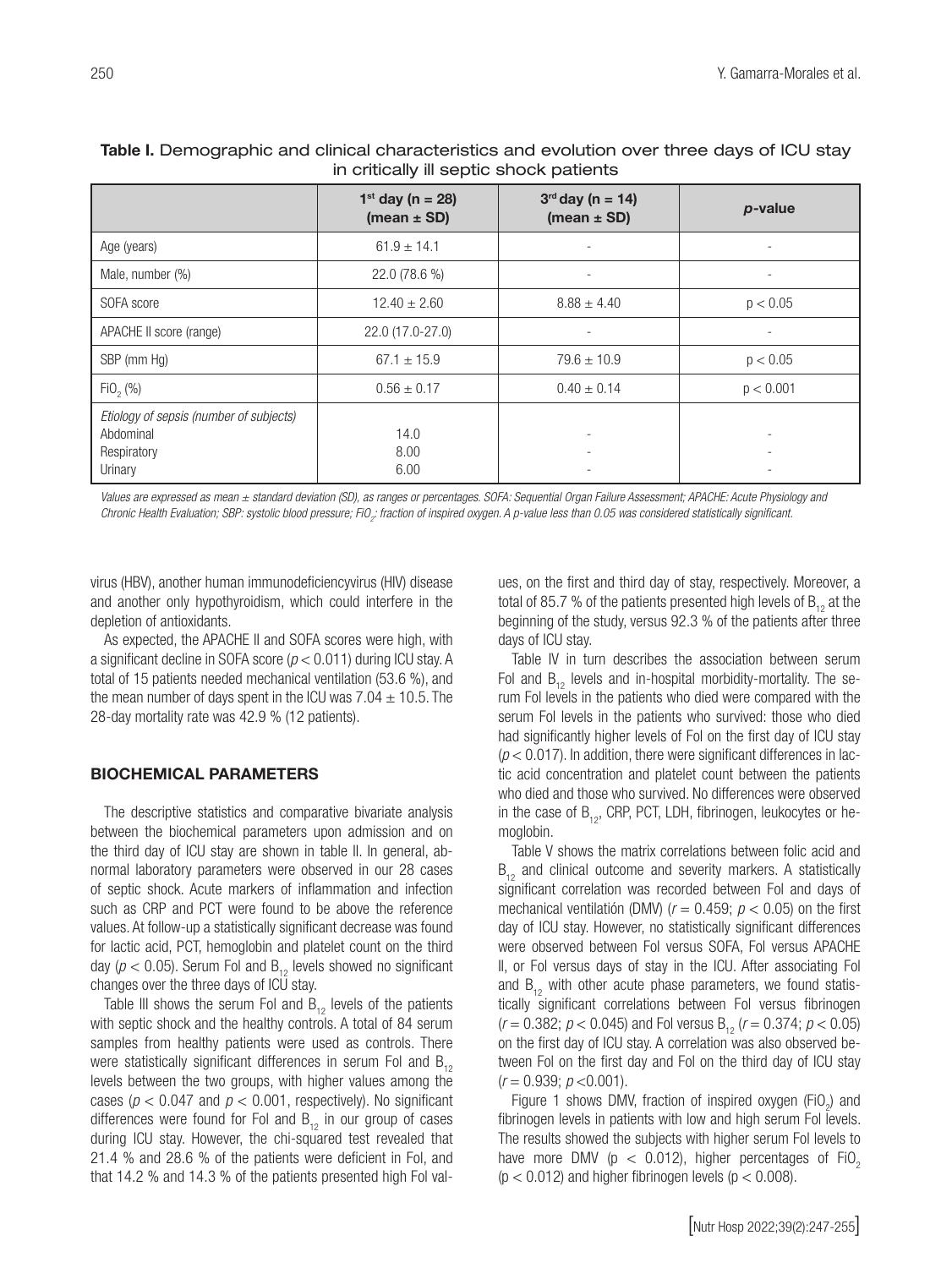**Table I.** Demographic and clinical characteristics and evolution over three days of ICU stay in critically ill septic shock patients

| | $1^{st}$ day (n = 28) (mean ± SD) | $3^{rd}$ day (n = 14) (mean ± SD) | *p*-value |
|---|---|---|---|
| Age (years) | 61.9 ± 14.1 | - | - |
| Male, number (%) | 22.0 (78.6 %) | - | - |
| SOFA score | 12.40 ± 2.60 | 8.88 ± 4.40 | $p < 0.05$ |
| APACHE II score (range) | 22.0 (17.0-27.0) | - | - |
| SBP (mm Hg) | 67.1 ± 15.9 | 79.6 ± 10.9 | $p < 0.05$ |
| $FiO_2$ (%) | 0.56 ± 0.17 | 0.40 ± 0.14 | $p < 0.001$ |
| *Etiology of sepsis (number of subjects)* | | | |
| Abdominal | 14.0 | - | - |
| Respiratory | 8.00 | - | - |
| Urinary | 6.00 | - | - |

*Values are expressed as mean ± standard deviation (SD), as ranges or percentages. SOFA: Sequential Organ Failure Assessment; APACHE: Acute Physiology and Chronic Health Evaluation; SBP: systolic blood pressure; $FiO_2$: fraction of inspired oxygen. A p-value less than 0.05 was considered statistically significant.*

virus (HBV), another human immunodeficiencyvirus (HIV) disease and another only hypothyroidism, which could interfere in the depletion of antioxidants.

As expected, the APACHE II and SOFA scores were high, with a significant decline in SOFA score ($p < 0.011$) during ICU stay. A total of 15 patients needed mechanical ventilation (53.6 %), and the mean number of days spent in the ICU was 7.04 ± 10.5. The 28-day mortality rate was 42.9 % (12 patients).

## BIOCHEMICAL PARAMETERS

The descriptive statistics and comparative bivariate analysis between the biochemical parameters upon admission and on the third day of ICU stay are shown in table II. In general, abnormal laboratory parameters were observed in our 28 cases of septic shock. Acute markers of inflammation and infection such as CRP and PCT were found to be above the reference values. At follow-up a statistically significant decrease was found for lactic acid, PCT, hemoglobin and platelet count on the third day ($p < 0.05$). Serum Fol and $B_{12}$ levels showed no significant changes over the three days of ICU stay.

Table III shows the serum Fol and $B_{12}$ levels of the patients with septic shock and the healthy controls. A total of 84 serum samples from healthy patients were used as controls. There were statistically significant differences in serum Fol and $B_{12}$ levels between the two groups, with higher values among the cases ($p < 0.047$ and $p < 0.001$, respectively). No significant differences were found for Fol and $B_{12}$ in our group of cases during ICU stay. However, the chi-squared test revealed that 21.4 % and 28.6 % of the patients were deficient in Fol, and that 14.2 % and 14.3 % of the patients presented high Fol values, on the first and third day of stay, respectively. Moreover, a total of 85.7 % of the patients presented high levels of $B_{12}$ at the beginning of the study, versus 92.3 % of the patients after three days of ICU stay.

Table IV in turn describes the association between serum Fol and $B_{12}$ levels and in-hospital morbidity-mortality. The serum Fol levels in the patients who died were compared with the serum Fol levels in the patients who survived: those who died had significantly higher levels of Fol on the first day of ICU stay ($p < 0.017$). In addition, there were significant differences in lactic acid concentration and platelet count between the patients who died and those who survived. No differences were observed in the case of $B_{12}$, CRP, PCT, LDH, fibrinogen, leukocytes or hemoglobin.

Table V shows the matrix correlations between folic acid and $B_{12}$ and clinical outcome and severity markers. A statistically significant correlation was recorded between Fol and days of mechanical ventilatión (DMV) ($r = 0.459$; $p < 0.05$) on the first day of ICU stay. However, no statistically significant differences were observed between Fol versus SOFA, Fol versus APACHE II, or Fol versus days of stay in the ICU. After associating Fol and $B_{12}$ with other acute phase parameters, we found statistically significant correlations between Fol versus fibrinogen ($r = 0.382$; $p < 0.045$) and Fol versus $B_{12}$ ($r = 0.374$; $p < 0.05$) on the first day of ICU stay. A correlation was also observed between Fol on the first day and Fol on the third day of ICU stay ($r = 0.939$; $p < 0.001$).

Figure 1 shows DMV, fraction of inspired oxygen ($FiO_2$) and fibrinogen levels in patients with low and high serum Fol levels. The results showed the subjects with higher serum Fol levels to have more DMV ($p < 0.012$), higher percentages of $FiO_2$ ($p < 0.012$) and higher fibrinogen levels ($p < 0.008$).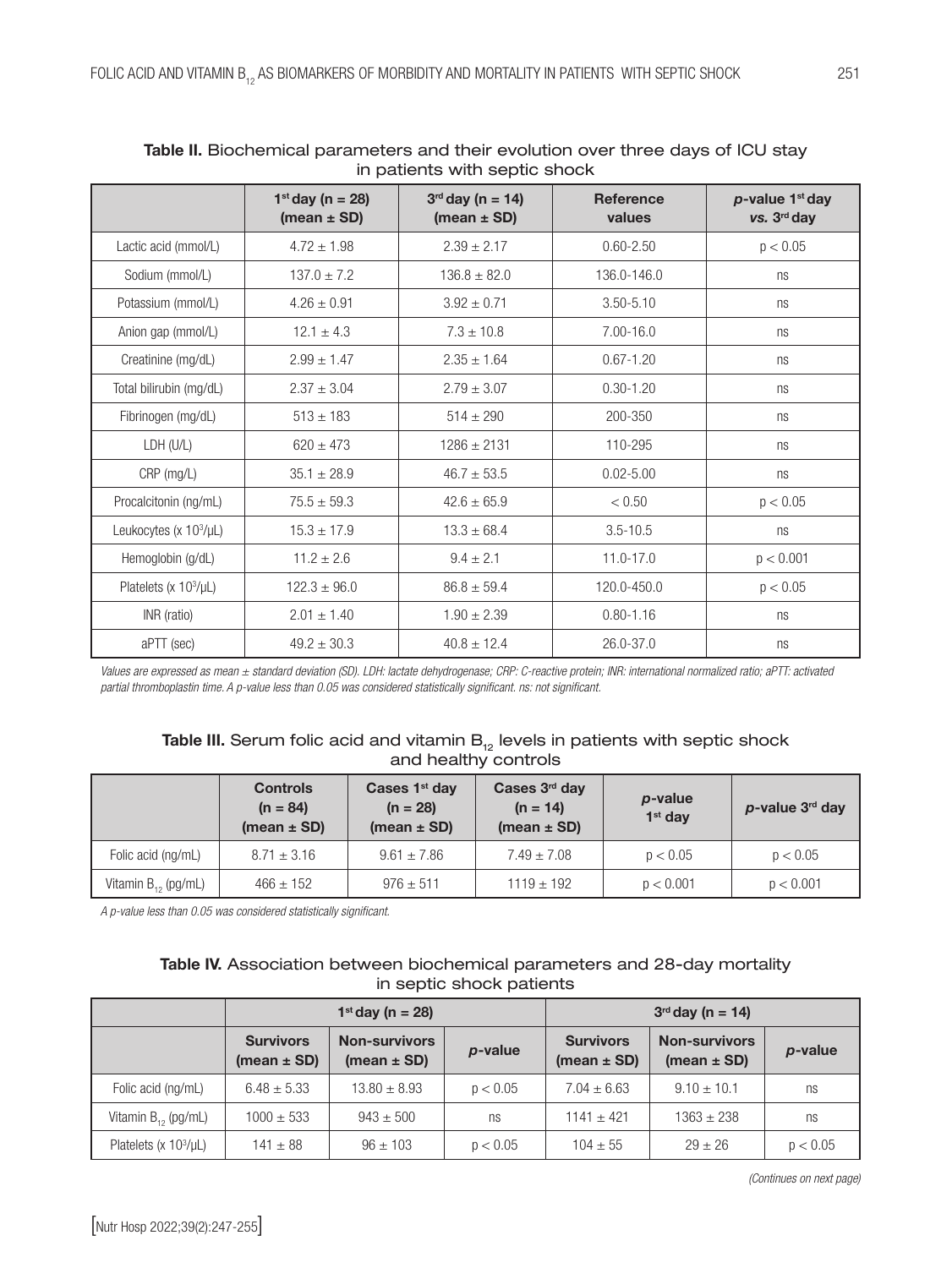**Table II.** Biochemical parameters and their evolution over three days of ICU stay in patients with septic shock

| | 1st day (n = 28) (mean ± SD) | 3rd day (n = 14) (mean ± SD) | Reference values | *p*-value 1st day *vs.* 3rd day |
|---|---|---|---|---|
| Lactic acid (mmol/L) | 4.72 ± 1.98 | 2.39 ± 2.17 | 0.60-2.50 | $p < 0.05$ |
| Sodium (mmol/L) | 137.0 ± 7.2 | 136.8 ± 82.0 | 136.0-146.0 | ns |
| Potassium (mmol/L) | 4.26 ± 0.91 | 3.92 ± 0.71 | 3.50-5.10 | ns |
| Anion gap (mmol/L) | 12.1 ± 4.3 | 7.3 ± 10.8 | 7.00-16.0 | ns |
| Creatinine (mg/dL) | 2.99 ± 1.47 | 2.35 ± 1.64 | 0.67-1.20 | ns |
| Total bilirubin (mg/dL) | 2.37 ± 3.04 | 2.79 ± 3.07 | 0.30-1.20 | ns |
| Fibrinogen (mg/dL) | 513 ± 183 | 514 ± 290 | 200-350 | ns |
| LDH (U/L) | 620 ± 473 | 1286 ± 2131 | 110-295 | ns |
| CRP (mg/L) | 35.1 ± 28.9 | 46.7 ± 53.5 | 0.02-5.00 | ns |
| Procalcitonin (ng/mL) | 75.5 ± 59.3 | 42.6 ± 65.9 | < 0.50 | $p < 0.05$ |
| Leukocytes (x $10^3$/µL) | 15.3 ± 17.9 | 13.3 ± 68.4 | 3.5-10.5 | ns |
| Hemoglobin (g/dL) | 11.2 ± 2.6 | 9.4 ± 2.1 | 11.0-17.0 | $p < 0.001$ |
| Platelets (x $10^3$/µL) | 122.3 ± 96.0 | 86.8 ± 59.4 | 120.0-450.0 | $p < 0.05$ |
| INR (ratio) | 2.01 ± 1.40 | 1.90 ± 2.39 | 0.80-1.16 | ns |
| aPTT (sec) | 49.2 ± 30.3 | 40.8 ± 12.4 | 26.0-37.0 | ns |

*Values are expressed as mean ± standard deviation (SD). LDH: lactate dehydrogenase; CRP: C-reactive protein; INR: international normalized ratio; aPTT: activated partial thromboplastin time. A p-value less than 0.05 was considered statistically significant. ns: not significant.*

**Table III.** Serum folic acid and vitamin $B_{12}$ levels in patients with septic shock and healthy controls

| | Controls (n = 84) (mean ± SD) | Cases 1st day (n = 28) (mean ± SD) | Cases 3rd day (n = 14) (mean ± SD) | *p*-value 1st day | *p*-value 3rd day |
|---|---|---|---|---|---|
| Folic acid (ng/mL) | 8.71 ± 3.16 | 9.61 ± 7.86 | 7.49 ± 7.08 | $p < 0.05$ | $p < 0.05$ |
| Vitamin $B_{12}$ (pg/mL) | 466 ± 152 | 976 ± 511 | 1119 ± 192 | $p < 0.001$ | $p < 0.001$ |

*A p-value less than 0.05 was considered statistically significant.*

**Table IV.** Association between biochemical parameters and 28-day mortality in septic shock patients

| | 1st day (n = 28) | | | 3rd day (n = 14) | | |
|---|---|---|---|---|---|---|
| | Survivors (mean ± SD) | Non-survivors (mean ± SD) | *p*-value | Survivors (mean ± SD) | Non-survivors (mean ± SD) | *p*-value |
| Folic acid (ng/mL) | 6.48 ± 5.33 | 13.80 ± 8.93 | $p < 0.05$ | 7.04 ± 6.63 | 9.10 ± 10.1 | ns |
| Vitamin $B_{12}$ (pg/mL) | 1000 ± 533 | 943 ± 500 | ns | 1141 ± 421 | 1363 ± 238 | ns |
| Platelets (x $10^3$/µL) | 141 ± 88 | 96 ± 103 | $p < 0.05$ | 104 ± 55 | 29 ± 26 | $p < 0.05$ |

*(Continues on next page)*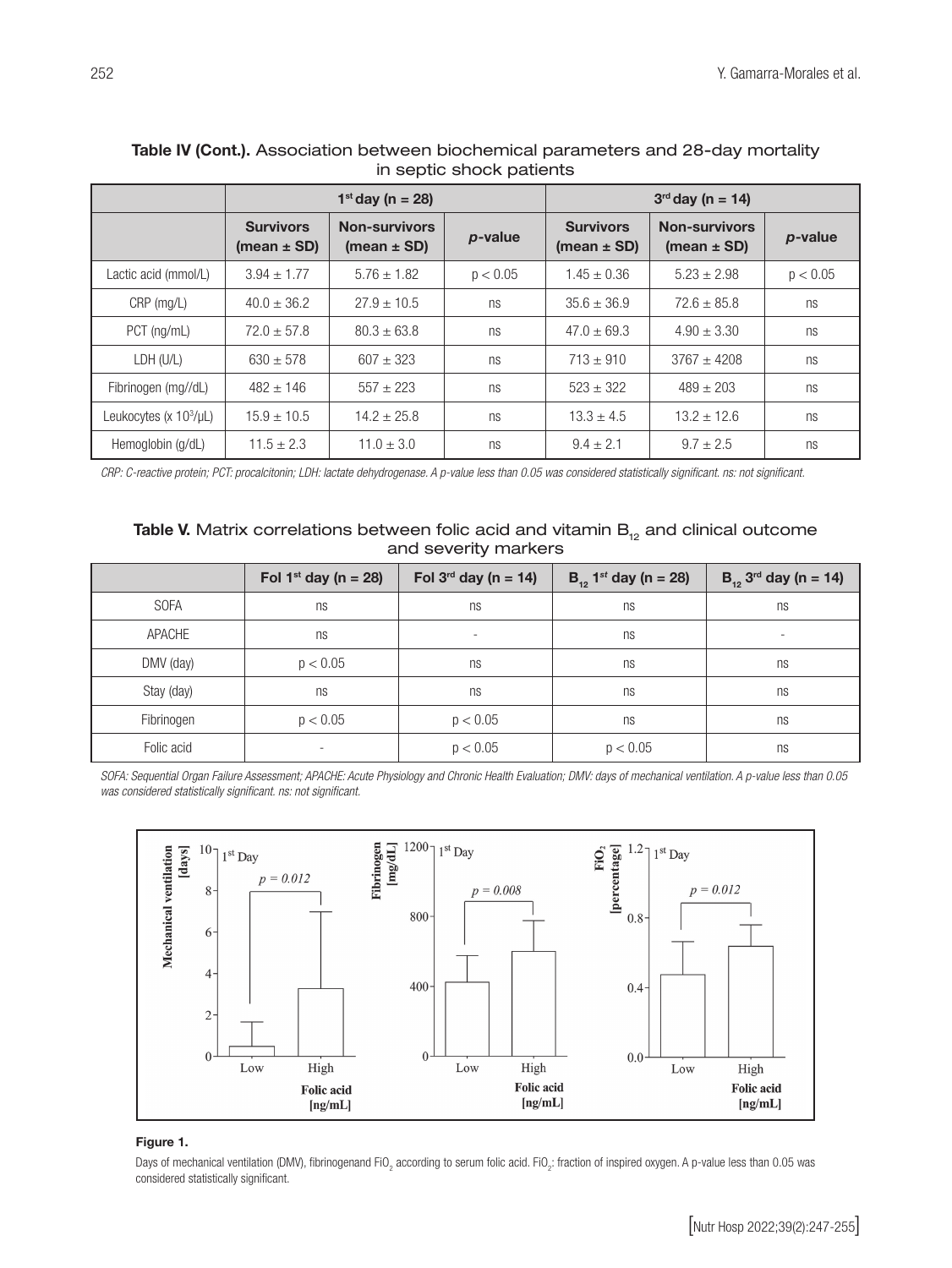**Table IV (Cont.).** Association between biochemical parameters and 28-day mortality in septic shock patients

| | $1^{st}$ day (n = 28) | | | $3^{rd}$ day (n = 14) | | |
|---|---|---|---|---|---|---|
| | **Survivors (mean ± SD)** | **Non-survivors (mean ± SD)** | ***p*-value** | **Survivors (mean ± SD)** | **Non-survivors (mean ± SD)** | ***p*-value** |
| Lactic acid (mmol/L) | 3.94 ± 1.77 | 5.76 ± 1.82 | p < 0.05 | 1.45 ± 0.36 | 5.23 ± 2.98 | p < 0.05 |
| CRP (mg/L) | 40.0 ± 36.2 | 27.9 ± 10.5 | ns | 35.6 ± 36.9 | 72.6 ± 85.8 | ns |
| PCT (ng/mL) | 72.0 ± 57.8 | 80.3 ± 63.8 | ns | 47.0 ± 69.3 | 4.90 ± 3.30 | ns |
| LDH (U/L) | 630 ± 578 | 607 ± 323 | ns | 713 ± 910 | 3767 ± 4208 | ns |
| Fibrinogen (mg//dL) | 482 ± 146 | 557 ± 223 | ns | 523 ± 322 | 489 ± 203 | ns |
| Leukocytes (x $10^3$/μL) | 15.9 ± 10.5 | 14.2 ± 25.8 | ns | 13.3 ± 4.5 | 13.2 ± 12.6 | ns |
| Hemoglobin (g/dL) | 11.5 ± 2.3 | 11.0 ± 3.0 | ns | 9.4 ± 2.1 | 9.7 ± 2.5 | ns |

*CRP: C-reactive protein; PCT: procalcitonin; LDH: lactate dehydrogenase. A p-value less than 0.05 was considered statistically significant. ns: not significant.*

**Table V.** Matrix correlations between folic acid and vitamin $B_{12}$ and clinical outcome and severity markers

| | Fol $1^{st}$ day (n = 28) | Fol $3^{rd}$ day (n = 14) | $B_{12}$ $1^{st}$ day (n = 28) | $B_{12}$ $3^{rd}$ day (n = 14) |
|---|---|---|---|---|
| SOFA | ns | ns | ns | ns |
| APACHE | ns | - | ns | - |
| DMV (day) | p < 0.05 | ns | ns | ns |
| Stay (day) | ns | ns | ns | ns |
| Fibrinogen | p < 0.05 | p < 0.05 | ns | ns |
| Folic acid | - | p < 0.05 | p < 0.05 | ns |

*SOFA: Sequential Organ Failure Assessment; APACHE: Acute Physiology and Chronic Health Evaluation; DMV: days of mechanical ventilation. A p-value less than 0.05 was considered statistically significant. ns: not significant.*

**Figure 1.**

Days of mechanical ventilation (DMV), fibrinogenand $FiO_2$ according to serum folic acid. $FiO_2$: fraction of inspired oxygen. A p-value less than 0.05 was considered statistically significant.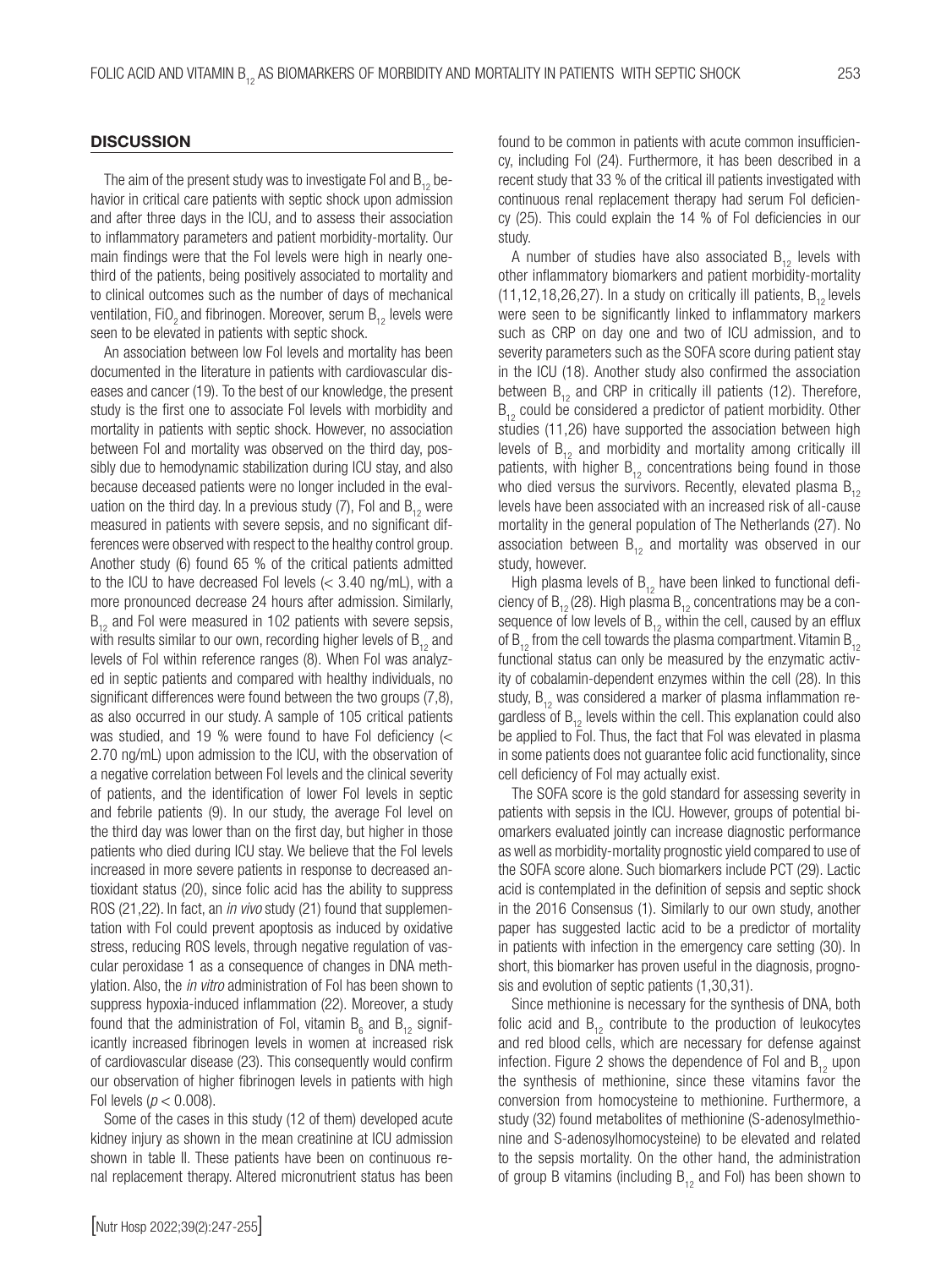## DISCUSSION

The aim of the present study was to investigate Fol and $B_{12}$ behavior in critical care patients with septic shock upon admission and after three days in the ICU, and to assess their association to inflammatory parameters and patient morbidity-mortality. Our main findings were that the Fol levels were high in nearly one-third of the patients, being positively associated to mortality and to clinical outcomes such as the number of days of mechanical ventilation, $FiO_2$ and fibrinogen. Moreover, serum $B_{12}$ levels were seen to be elevated in patients with septic shock.

An association between low Fol levels and mortality has been documented in the literature in patients with cardiovascular diseases and cancer (19). To the best of our knowledge, the present study is the first one to associate Fol levels with morbidity and mortality in patients with septic shock. However, no association between Fol and mortality was observed on the third day, possibly due to hemodynamic stabilization during ICU stay, and also because deceased patients were no longer included in the evaluation on the third day. In a previous study (7), Fol and $B_{12}$ were measured in patients with severe sepsis, and no significant differences were observed with respect to the healthy control group. Another study (6) found 65 % of the critical patients admitted to the ICU to have decreased Fol levels (< 3.40 ng/mL), with a more pronounced decrease 24 hours after admission. Similarly, $B_{12}$ and Fol were measured in 102 patients with severe sepsis, with results similar to our own, recording higher levels of $B_{12}$ and levels of Fol within reference ranges (8). When Fol was analyzed in septic patients and compared with healthy individuals, no significant differences were found between the two groups (7,8), as also occurred in our study. A sample of 105 critical patients was studied, and 19 % were found to have Fol deficiency (< 2.70 ng/mL) upon admission to the ICU, with the observation of a negative correlation between Fol levels and the clinical severity of patients, and the identification of lower Fol levels in septic and febrile patients (9). In our study, the average Fol level on the third day was lower than on the first day, but higher in those patients who died during ICU stay. We believe that the Fol levels increased in more severe patients in response to decreased antioxidant status (20), since folic acid has the ability to suppress ROS (21,22). In fact, an *in vivo* study (21) found that supplementation with Fol could prevent apoptosis as induced by oxidative stress, reducing ROS levels, through negative regulation of vascular peroxidase 1 as a consequence of changes in DNA methylation. Also, the *in vitro* administration of Fol has been shown to suppress hypoxia-induced inflammation (22). Moreover, a study found that the administration of Fol, vitamin $B_6$ and $B_{12}$ significantly increased fibrinogen levels in women at increased risk of cardiovascular disease (23). This consequently would confirm our observation of higher fibrinogen levels in patients with high Fol levels ($p < 0.008$).

Some of the cases in this study (12 of them) developed acute kidney injury as shown in the mean creatinine at ICU admission shown in table II. These patients have been on continuous renal replacement therapy. Altered micronutrient status has been found to be common in patients with acute common insufficiency, including Fol (24). Furthermore, it has been described in a recent study that 33 % of the critical ill patients investigated with continuous renal replacement therapy had serum Fol deficiency (25). This could explain the 14 % of Fol deficiencies in our study.

A number of studies have also associated $B_{12}$ levels with other inflammatory biomarkers and patient morbidity-mortality (11,12,18,26,27). In a study on critically ill patients, $B_{12}$ levels were seen to be significantly linked to inflammatory markers such as CRP on day one and two of ICU admission, and to severity parameters such as the SOFA score during patient stay in the ICU (18). Another study also confirmed the association between $B_{12}$ and CRP in critically ill patients (12). Therefore, $B_{12}$ could be considered a predictor of patient morbidity. Other studies (11,26) have supported the association between high levels of $B_{12}$ and morbidity and mortality among critically ill patients, with higher $B_{12}$ concentrations being found in those who died versus the survivors. Recently, elevated plasma $B_{12}$ levels have been associated with an increased risk of all-cause mortality in the general population of The Netherlands (27). No association between $B_{12}$ and mortality was observed in our study, however.

High plasma levels of $B_{12}$ have been linked to functional deficiency of $B_{12}$ (28). High plasma $B_{12}$ concentrations may be a consequence of low levels of $B_{12}$ within the cell, caused by an efflux of $B_{12}$ from the cell towards the plasma compartment. Vitamin $B_{12}$ functional status can only be measured by the enzymatic activity of cobalamin-dependent enzymes within the cell (28). In this study, $B_{12}$ was considered a marker of plasma inflammation regardless of $B_{12}$ levels within the cell. This explanation could also be applied to Fol. Thus, the fact that Fol was elevated in plasma in some patients does not guarantee folic acid functionality, since cell deficiency of Fol may actually exist.

The SOFA score is the gold standard for assessing severity in patients with sepsis in the ICU. However, groups of potential biomarkers evaluated jointly can increase diagnostic performance as well as morbidity-mortality prognostic yield compared to use of the SOFA score alone. Such biomarkers include PCT (29). Lactic acid is contemplated in the definition of sepsis and septic shock in the 2016 Consensus (1). Similarly to our own study, another paper has suggested lactic acid to be a predictor of mortality in patients with infection in the emergency care setting (30). In short, this biomarker has proven useful in the diagnosis, prognosis and evolution of septic patients (1,30,31).

Since methionine is necessary for the synthesis of DNA, both folic acid and $B_{12}$ contribute to the production of leukocytes and red blood cells, which are necessary for defense against infection. Figure 2 shows the dependence of Fol and $B_{12}$ upon the synthesis of methionine, since these vitamins favor the conversion from homocysteine to methionine. Furthermore, a study (32) found metabolites of methionine (S-adenosylmethionine and S-adenosylhomocysteine) to be elevated and related to the sepsis mortality. On the other hand, the administration of group B vitamins (including $B_{12}$ and Fol) has been shown to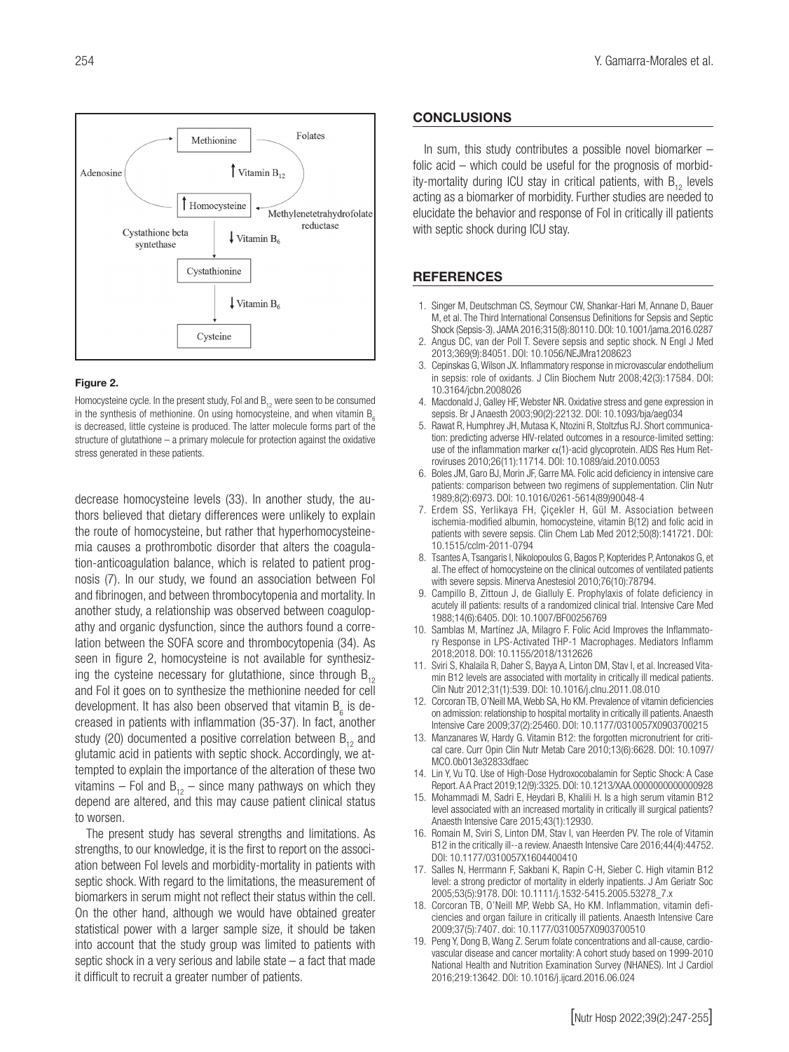**Figure 2.**

Homocysteine cycle. In the present study, Fol and $B_{12}$ were seen to be consumed in the synthesis of methionine. On using homocysteine, and when vitamin $B_6$ is decreased, little cysteine is produced. The latter molecule forms part of the structure of glutathione – a primary molecule for protection against the oxidative stress generated in these patients.

decrease homocysteine levels (33). In another study, the authors believed that dietary differences were unlikely to explain the route of homocysteine, but rather that hyperhomocysteinemia causes a prothrombotic disorder that alters the coagulation-anticoagulation balance, which is related to patient prognosis (7). In our study, we found an association between Fol and fibrinogen, and between thrombocytopenia and mortality. In another study, a relationship was observed between coagulopathy and organic dysfunction, since the authors found a correlation between the SOFA score and thrombocytopenia (34). As seen in figure 2, homocysteine is not available for synthesizing the cysteine necessary for glutathione, since through $B_{12}$ and Fol it goes on to synthesize the methionine needed for cell development. It has also been observed that vitamin $B_6$ is decreased in patients with inflammation (35-37). In fact, another study (20) documented a positive correlation between $B_{12}$ and glutamic acid in patients with septic shock. Accordingly, we attempted to explain the importance of the alteration of these two vitamins – Fol and $B_{12}$ – since many pathways on which they depend are altered, and this may cause patient clinical status to worsen.

The present study has several strengths and limitations. As strengths, to our knowledge, it is the first to report on the association between Fol levels and morbidity-mortality in patients with septic shock. With regard to the limitations, the measurement of biomarkers in serum might not reflect their status within the cell. On the other hand, although we would have obtained greater statistical power with a larger sample size, it should be taken into account that the study group was limited to patients with septic shock in a very serious and labile state – a fact that made it difficult to recruit a greater number of patients.

## CONCLUSIONS

In sum, this study contributes a possible novel biomarker – folic acid – which could be useful for the prognosis of morbidity-mortality during ICU stay in critical patients, with $B_{12}$ levels acting as a biomarker of morbidity. Further studies are needed to elucidate the behavior and response of Fol in critically ill patients with septic shock during ICU stay.

## REFERENCES

1. Singer M, Deutschman CS, Seymour CW, Shankar-Hari M, Annane D, Bauer M, et al. The Third International Consensus Definitions for Sepsis and Septic Shock (Sepsis-3). JAMA 2016;315(8):80110. DOI: 10.1001/jama.2016.0287
2. Angus DC, van der Poll T. Severe sepsis and septic shock. N Engl J Med 2013;369(9):84051. DOI: 10.1056/NEJMra1208623
3. Cepinskas G, Wilson JX. Inflammatory response in microvascular endothelium in sepsis: role of oxidants. J Clin Biochem Nutr 2008;42(3):17584. DOI: 10.3164/jcbn.2008026
4. Macdonald J, Galley HF, Webster NR. Oxidative stress and gene expression in sepsis. Br J Anaesth 2003;90(2):22132. DOI: 10.1093/bja/aeg034
5. Rawat R, Humphrey JH, Mutasa K, Ntozini R, Stoltzfus RJ. Short communication: predicting adverse HIV-related outcomes in a resource-limited setting: use of the inflammation marker $\alpha$(1)-acid glycoprotein. AIDS Res Hum Retroviruses 2010;26(11):11714. DOI: 10.1089/aid.2010.0053
6. Boles JM, Garo BJ, Morin JF, Garre MA. Folic acid deficiency in intensive care patients: comparison between two regimens of supplementation. Clin Nutr 1989;8(2):6973. DOI: 10.1016/0261-5614(89)90048-4
7. Erdem SS, Yerlikaya FH, Çiçekler H, Gül M. Association between ischemia-modified albumin, homocysteine, vitamin B(12) and folic acid in patients with severe sepsis. Clin Chem Lab Med 2012;50(8):141721. DOI: 10.1515/cclm-2011-0794
8. Tsantes A, Tsangaris I, Nikolopoulos G, Bagos P, Kopterides P, Antonakos G, et al. The effect of homocysteine on the clinical outcomes of ventilated patients with severe sepsis. Minerva Anestesiol 2010;76(10):78794.
9. Campillo B, Zittoun J, de Gialluly E. Prophylaxis of folate deficiency in acutely ill patients: results of a randomized clinical trial. Intensive Care Med 1988;14(6):6405. DOI: 10.1007/BF00256769
10. Samblas M, Martínez JA, Milagro F. Folic Acid Improves the Inflammatory Response in LPS-Activated THP-1 Macrophages. Mediators Inflamm 2018;2018. DOI: 10.1155/2018/1312626
11. Sviri S, Khalaila R, Daher S, Bayya A, Linton DM, Stav I, et al. Increased Vitamin B12 levels are associated with mortality in critically ill medical patients. Clin Nutr 2012;31(1):539. DOI: 10.1016/j.clnu.2011.08.010
12. Corcoran TB, O'Neill MA, Webb SA, Ho KM. Prevalence of vitamin deficiencies on admission: relationship to hospital mortality in critically ill patients. Anaesth Intensive Care 2009;37(2):25460. DOI: 10.1177/0310057X0903700215
13. Manzanares W, Hardy G. Vitamin B12: the forgotten micronutrient for critical care. Curr Opin Clin Nutr Metab Care 2010;13(6):6628. DOI: 10.1097/MCO.0b013e32833dfaec
14. Lin Y, Vu TQ. Use of High-Dose Hydroxocobalamin for Septic Shock: A Case Report. A A Pract 2019;12(9):3325. DOI: 10.1213/XAA.0000000000000928
15. Mohammadi M, Sadri E, Heydari B, Khalili H. Is a high serum vitamin B12 level associated with an increased mortality in critically ill surgical patients? Anaesth Intensive Care 2015;43(1):12930.
16. Romain M, Sviri S, Linton DM, Stav I, van Heerden PV. The role of Vitamin B12 in the critically ill--a review. Anaesth Intensive Care 2016;44(4):44752. DOI: 10.1177/0310057X1604400410
17. Salles N, Herrmann F, Sakbani K, Rapin C-H, Sieber C. High vitamin B12 level: a strong predictor of mortality in elderly inpatients. J Am Geriatr Soc 2005;53(5):9178. DOI: 10.1111/j.1532-5415.2005.53278_7.x
18. Corcoran TB, O'Neill MP, Webb SA, Ho KM. Inflammation, vitamin deficiencies and organ failure in critically ill patients. Anaesth Intensive Care 2009;37(5):7407. doi: 10.1177/0310057X0903700510
19. Peng Y, Dong B, Wang Z. Serum folate concentrations and all-cause, cardiovascular disease and cancer mortality: A cohort study based on 1999-2010 National Health and Nutrition Examination Survey (NHANES). Int J Cardiol 2016;219:13642. DOI: 10.1016/j.ijcard.2016.06.024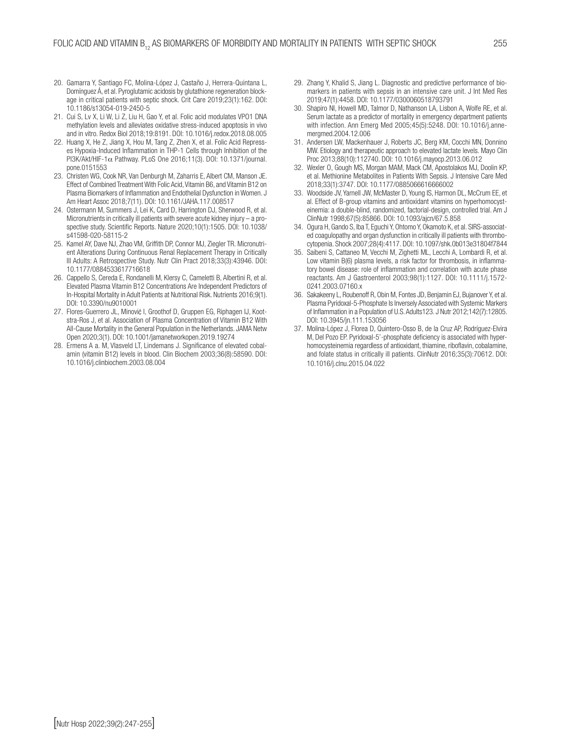20. Gamarra Y, Santiago FC, Molina-López J, Castaño J, Herrera-Quintana L, Domínguez Á, et al. Pyroglutamic acidosis by glutathione regeneration blockage in critical patients with septic shock. Crit Care 2019;23(1):162. DOI: 10.1186/s13054-019-2450-5
21. Cui S, Lv X, Li W, Li Z, Liu H, Gao Y, et al. Folic acid modulates VPO1 DNA methylation levels and alleviates oxidative stress-induced apoptosis in vivo and in vitro. Redox Biol 2018;19:8191. DOI: 10.1016/j.redox.2018.08.005
22. Huang X, He Z, Jiang X, Hou M, Tang Z, Zhen X, et al. Folic Acid Represses Hypoxia-Induced Inflammation in THP-1 Cells through Inhibition of the PI3K/Akt/HIF-1$\alpha$ Pathway. PLoS One 2016;11(3). DOI: 10.1371/journal.pone.0151553
23. Christen WG, Cook NR, Van Denburgh M, Zaharris E, Albert CM, Manson JE. Effect of Combined Treatment With Folic Acid, Vitamin B6, and Vitamin B12 on Plasma Biomarkers of Inflammation and Endothelial Dysfunction in Women. J Am Heart Assoc 2018;7(11). DOI: 10.1161/JAHA.117.008517
24. Ostermann M, Summers J, Lei K, Card D, Harrington DJ, Sherwood R, et al. Micronutrients in critically ill patients with severe acute kidney injury – a prospective study. Scientific Reports. Nature 2020;10(1):1505. DOI: 10.1038/s41598-020-58115-2
25. Kamel AY, Dave NJ, Zhao VM, Griffith DP, Connor MJ, Ziegler TR. Micronutrient Alterations During Continuous Renal Replacement Therapy in Critically Ill Adults: A Retrospective Study. Nutr Clin Pract 2018;33(3):43946. DOI: 10.1177/0884533617716618
26. Cappello S, Cereda E, Rondanelli M, Klersy C, Cameletti B, Albertini R, et al. Elevated Plasma Vitamin B12 Concentrations Are Independent Predictors of In-Hospital Mortality in Adult Patients at Nutritional Risk. Nutrients 2016;9(1). DOI: 10.3390/nu9010001
27. Flores-Guerrero JL, Minović I, Groothof D, Gruppen EG, Riphagen IJ, Kootstra-Ros J, et al. Association of Plasma Concentration of Vitamin B12 With All-Cause Mortality in the General Population in the Netherlands. JAMA Netw Open 2020;3(1). DOI: 10.1001/jamanetworkopen.2019.19274
28. Ermens A a. M, Vlasveld LT, Lindemans J. Significance of elevated cobalamin (vitamin B12) levels in blood. Clin Biochem 2003;36(8):58590. DOI: 10.1016/j.clinbiochem.2003.08.004
29. Zhang Y, Khalid S, Jiang L. Diagnostic and predictive performance of biomarkers in patients with sepsis in an intensive care unit. J Int Med Res 2019;47(1):4458. DOI: 10.1177/0300060518793791
30. Shapiro NI, Howell MD, Talmor D, Nathanson LA, Lisbon A, Wolfe RE, et al. Serum lactate as a predictor of mortality in emergency department patients with infection. Ann Emerg Med 2005;45(5):5248. DOI: 10.1016/j.annemergmed.2004.12.006
31. Andersen LW, Mackenhauer J, Roberts JC, Berg KM, Cocchi MN, Donnino MW. Etiology and therapeutic approach to elevated lactate levels. Mayo Clin Proc 2013;88(10):112740. DOI: 10.1016/j.mayocp.2013.06.012
32. Wexler O, Gough MS, Morgan MAM, Mack CM, Apostolakos MJ, Doolin KP, et al. Methionine Metabolites in Patients With Sepsis. J Intensive Care Med 2018;33(1):3747. DOI: 10.1177/0885066616666002
33. Woodside JV, Yarnell JW, McMaster D, Young IS, Harmon DL, McCrum EE, et al. Effect of B-group vitamins and antioxidant vitamins on hyperhomocysteinemia: a double-blind, randomized, factorial-design, controlled trial. Am J ClinNutr 1998;67(5):85866. DOI: 10.1093/ajcn/67.5.858
34. Ogura H, Gando S, Iba T, Eguchi Y, Ohtomo Y, Okamoto K, et al. SIRS-associated coagulopathy and organ dysfunction in critically ill patients with thrombocytopenia. Shock 2007;28(4):4117. DOI: 10.1097/shk.0b013e31804f7844
35. Saibeni S, Cattaneo M, Vecchi M, Zighetti ML, Lecchi A, Lombardi R, et al. Low vitamin B(6) plasma levels, a risk factor for thrombosis, in inflammatory bowel disease: role of inflammation and correlation with acute phase reactants. Am J Gastroenterol 2003;98(1):1127. DOI: 10.1111/j.1572-0241.2003.07160.x
36. Sakakeeny L, Roubenoff R, Obin M, Fontes JD, Benjamin EJ, Bujanover Y, et al. Plasma Pyridoxal-5-Phosphate Is Inversely Associated with Systemic Markers of Inflammation in a Population of U.S. Adults123. J Nutr 2012;142(7):12805. DOI: 10.3945/jn.111.153056
37. Molina-López J, Florea D, Quintero-Osso B, de la Cruz AP, Rodríguez-Elvira M, Del Pozo EP. Pyridoxal-5'-phosphate deficiency is associated with hyperhomocysteinemia regardless of antioxidant, thiamine, riboflavin, cobalamine, and folate status in critically ill patients. ClinNutr 2016;35(3):70612. DOI: 10.1016/j.clnu.2015.04.022